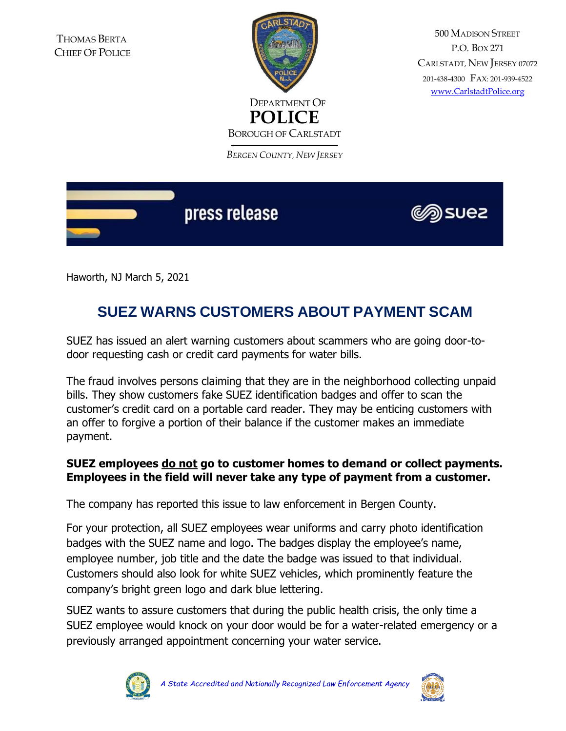THOMAS BERTA
CHIEF OF POLICE

DEPARTMENT OF
**POLICE**
BOROUGH OF CARLSTADT

*BERGEN COUNTY, NEW JERSEY*

500 MADISON STREET
P.O. BOX 271
CARLSTADT, NEW JERSEY 07072
201-438-4300 FAX: 201-939-4522
www.CarlstadtPolice.org

press release — suez

Haworth, NJ March 5, 2021

# SUEZ WARNS CUSTOMERS ABOUT PAYMENT SCAM

SUEZ has issued an alert warning customers about scammers who are going door-to-door requesting cash or credit card payments for water bills.

The fraud involves persons claiming that they are in the neighborhood collecting unpaid bills. They show customers fake SUEZ identification badges and offer to scan the customer's credit card on a portable card reader. They may be enticing customers with an offer to forgive a portion of their balance if the customer makes an immediate payment.

**SUEZ employees <u>do not</u> go to customer homes to demand or collect payments. Employees in the field will never take any type of payment from a customer.**

The company has reported this issue to law enforcement in Bergen County.

For your protection, all SUEZ employees wear uniforms and carry photo identification badges with the SUEZ name and logo. The badges display the employee's name, employee number, job title and the date the badge was issued to that individual. Customers should also look for white SUEZ vehicles, which prominently feature the company's bright green logo and dark blue lettering.

SUEZ wants to assure customers that during the public health crisis, the only time a SUEZ employee would knock on your door would be for a water-related emergency or a previously arranged appointment concerning your water service.

*A State Accredited and Nationally Recognized Law Enforcement Agency*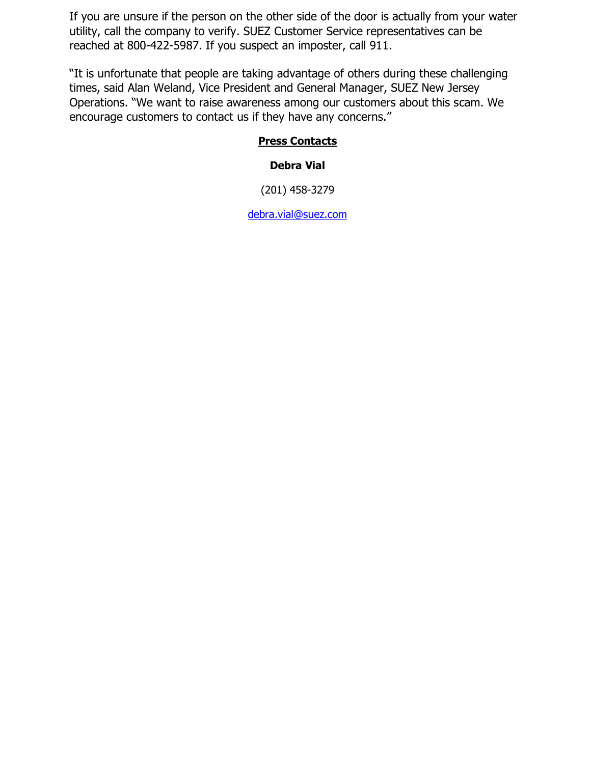If you are unsure if the person on the other side of the door is actually from your water utility, call the company to verify. SUEZ Customer Service representatives can be reached at 800-422-5987. If you suspect an imposter, call 911.

"It is unfortunate that people are taking advantage of others during these challenging times, said Alan Weland, Vice President and General Manager, SUEZ New Jersey Operations. "We want to raise awareness among our customers about this scam. We encourage customers to contact us if they have any concerns."

**Press Contacts**

**Debra Vial**

(201) 458-3279

debra.vial@suez.com